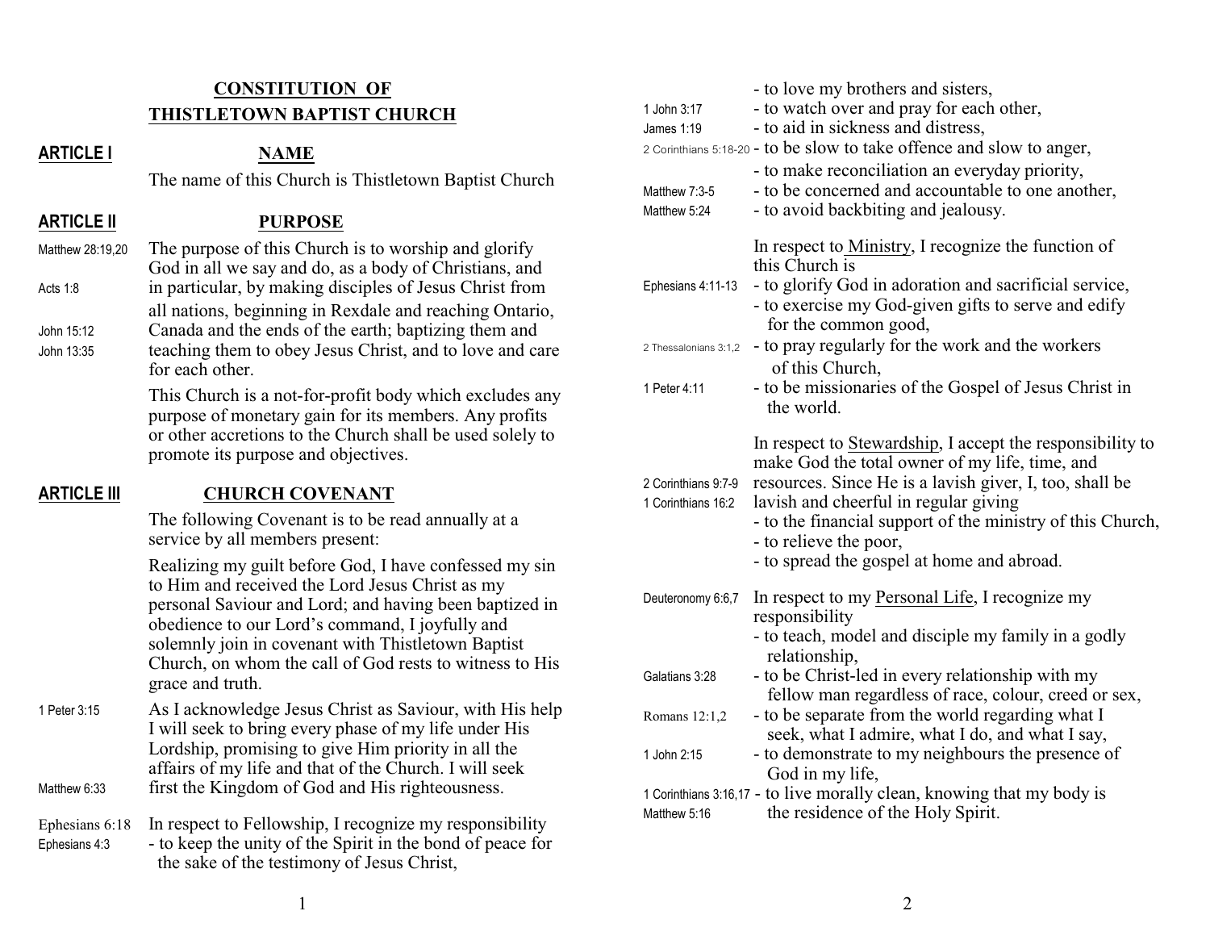# CONSTITUTION OF THISTLETOWN BAPTIST CHURCH

## ARTICLE I — NAME

The name of this Church is Thistletown Baptist Church

## ARTICLE II — PURPOSE

Matthew 28:19,20 · Acts 1:8 · John 15:12 · John 13:35

The purpose of this Church is to worship and glorify God in all we say and do, as a body of Christians, and in particular, by making disciples of Jesus Christ from all nations, beginning in Rexdale and reaching Ontario, Canada and the ends of the earth; baptizing them and teaching them to obey Jesus Christ, and to love and care for each other.

This Church is a not-for-profit body which excludes any purpose of monetary gain for its members. Any profits or other accretions to the Church shall be used solely to promote its purpose and objectives.

## ARTICLE III — CHURCH COVENANT

The following Covenant is to be read annually at a service by all members present:

Realizing my guilt before God, I have confessed my sin to Him and received the Lord Jesus Christ as my personal Saviour and Lord; and having been baptized in obedience to our Lord's command, I joyfully and solemnly join in covenant with Thistletown Baptist Church, on whom the call of God rests to witness to His grace and truth.

1 Peter 3:15 · Matthew 6:33

As I acknowledge Jesus Christ as Saviour, with His help I will seek to bring every phase of my life under His Lordship, promising to give Him priority in all the affairs of my life and that of the Church. I will seek first the Kingdom of God and His righteousness.

Ephesians 6:18 · Ephesians 4:3 · 1 John 3:17 · James 1:19 · 2 Corinthians 5:18-20 · Matthew 7:3-5 · Matthew 5:24

In respect to Fellowship, I recognize my responsibility
- to keep the unity of the Spirit in the bond of peace for the sake of the testimony of Jesus Christ,
- to love my brothers and sisters,
- to watch over and pray for each other,
- to aid in sickness and distress,
- to be slow to take offence and slow to anger,
- to make reconciliation an everyday priority,
- to be concerned and accountable to one another,
- to avoid backbiting and jealousy.

Ephesians 4:11-13 · 2 Thessalonians 3:1,2 · 1 Peter 4:11

In respect to Ministry, I recognize the function of this Church is
- to glorify God in adoration and sacrificial service,
- to exercise my God-given gifts to serve and edify for the common good,
- to pray regularly for the work and the workers of this Church,
- to be missionaries of the Gospel of Jesus Christ in the world.

2 Corinthians 9:7-9 · 1 Corinthians 16:2

In respect to Stewardship, I accept the responsibility to make God the total owner of my life, time, and resources. Since He is a lavish giver, I, too, shall be lavish and cheerful in regular giving
- to the financial support of the ministry of this Church,
- to relieve the poor,
- to spread the gospel at home and abroad.

Deuteronomy 6:6,7 · Galatians 3:28 · Romans 12:1,2 · 1 John 2:15 · 1 Corinthians 3:16,17 · Matthew 5:16

In respect to my Personal Life, I recognize my responsibility
- to teach, model and disciple my family in a godly relationship,
- to be Christ-led in every relationship with my fellow man regardless of race, colour, creed or sex,
- to be separate from the world regarding what I seek, what I admire, what I do, and what I say,
- to demonstrate to my neighbours the presence of God in my life,
- to live morally clean, knowing that my body is the residence of the Holy Spirit.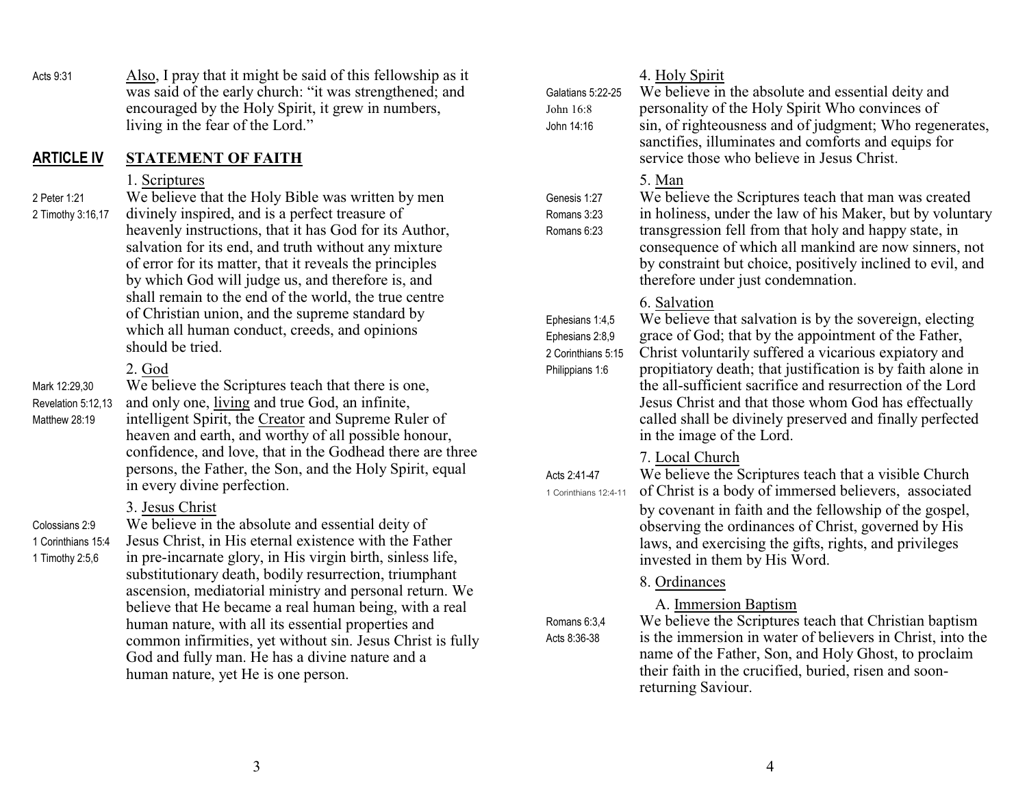Acts 9:31 — Also, I pray that it might be said of this fellowship as it was said of the early church: "it was strengthened; and encouraged by the Holy Spirit, it grew in numbers, living in the fear of the Lord."

## ARTICLE IV STATEMENT OF FAITH

### 1. Scriptures

*2 Peter 1:21; 2 Timothy 3:16,17*

We believe that the Holy Bible was written by men divinely inspired, and is a perfect treasure of heavenly instructions, that it has God for its Author, salvation for its end, and truth without any mixture of error for its matter, that it reveals the principles by which God will judge us, and therefore is, and shall remain to the end of the world, the true centre of Christian union, and the supreme standard by which all human conduct, creeds, and opinions should be tried.

### 2. God

*Mark 12:29,30; Revelation 5:12,13; Matthew 28:19*

We believe the Scriptures teach that there is one, and only one, living and true God, an infinite, intelligent Spirit, the Creator and Supreme Ruler of heaven and earth, and worthy of all possible honour, confidence, and love, that in the Godhead there are three persons, the Father, the Son, and the Holy Spirit, equal in every divine perfection.

### 3. Jesus Christ

*Colossians 2:9; 1 Corinthians 15:4; 1 Timothy 2:5,6*

We believe in the absolute and essential deity of Jesus Christ, in His eternal existence with the Father in pre-incarnate glory, in His virgin birth, sinless life, substitutionary death, bodily resurrection, triumphant ascension, mediatorial ministry and personal return. We believe that He became a real human being, with a real human nature, with all its essential properties and common infirmities, yet without sin. Jesus Christ is fully God and fully man. He has a divine nature and a human nature, yet He is one person.

### 4. Holy Spirit

*Galatians 5:22-25; John 16:8; John 14:16*

We believe in the absolute and essential deity and personality of the Holy Spirit Who convinces of sin, of righteousness and of judgment; Who regenerates, sanctifies, illuminates and comforts and equips for service those who believe in Jesus Christ.

### 5. Man

*Genesis 1:27; Romans 3:23; Romans 6:23*

We believe the Scriptures teach that man was created in holiness, under the law of his Maker, but by voluntary transgression fell from that holy and happy state, in consequence of which all mankind are now sinners, not by constraint but choice, positively inclined to evil, and therefore under just condemnation.

### 6. Salvation

*Ephesians 1:4,5; Ephesians 2:8,9; 2 Corinthians 5:15; Philippians 1:6*

We believe that salvation is by the sovereign, electing grace of God; that by the appointment of the Father, Christ voluntarily suffered a vicarious expiatory and propitiatory death; that justification is by faith alone in the all-sufficient sacrifice and resurrection of the Lord Jesus Christ and that those whom God has effectually called shall be divinely preserved and finally perfected in the image of the Lord.

### 7. Local Church

*Acts 2:41-47; 1 Corinthians 12:4-11*

We believe the Scriptures teach that a visible Church of Christ is a body of immersed believers, associated by covenant in faith and the fellowship of the gospel, observing the ordinances of Christ, governed by His laws, and exercising the gifts, rights, and privileges invested in them by His Word.

### 8. Ordinances

#### A. Immersion Baptism

*Romans 6:3,4; Acts 8:36-38*

We believe the Scriptures teach that Christian baptism is the immersion in water of believers in Christ, into the name of the Father, Son, and Holy Ghost, to proclaim their faith in the crucified, buried, risen and soon-returning Saviour.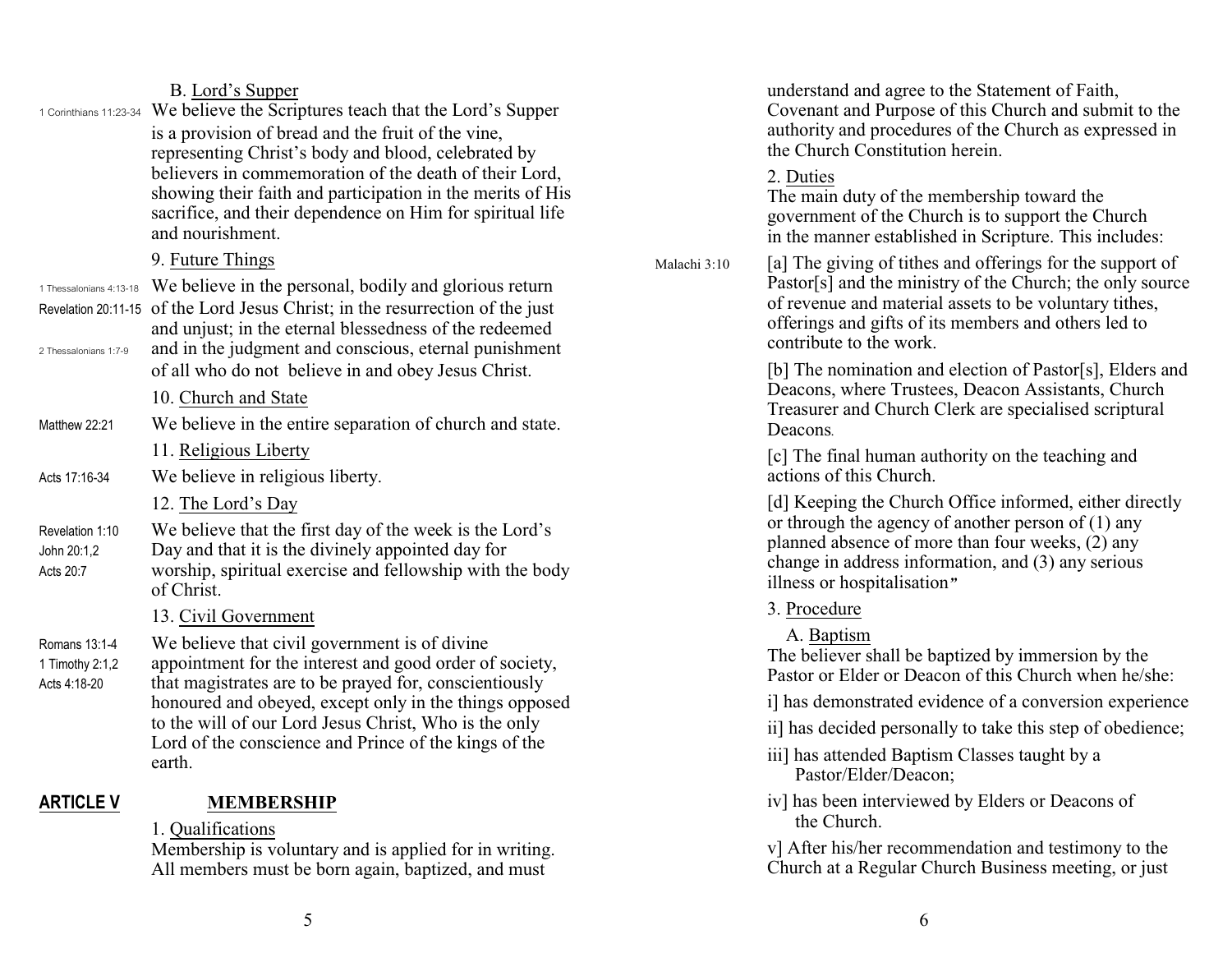B. Lord's Supper

1 Corinthians 11:23-34 We believe the Scriptures teach that the Lord's Supper is a provision of bread and the fruit of the vine, representing Christ's body and blood, celebrated by believers in commemoration of the death of their Lord, showing their faith and participation in the merits of His sacrifice, and their dependence on Him for spiritual life and nourishment.

9. Future Things

1 Thessalonians 4:13-18, Revelation 20:11-15, 2 Thessalonians 1:7-9 We believe in the personal, bodily and glorious return of the Lord Jesus Christ; in the resurrection of the just and unjust; in the eternal blessedness of the redeemed and in the judgment and conscious, eternal punishment of all who do not believe in and obey Jesus Christ.

10. Church and State

Matthew 22:21 We believe in the entire separation of church and state.

11. Religious Liberty

Acts 17:16-34 We believe in religious liberty.

12. The Lord's Day

Revelation 1:10, John 20:1,2, Acts 20:7 We believe that the first day of the week is the Lord's Day and that it is the divinely appointed day for worship, spiritual exercise and fellowship with the body of Christ.

13. Civil Government

Romans 13:1-4, 1 Timothy 2:1,2, Acts 4:18-20 We believe that civil government is of divine appointment for the interest and good order of society, that magistrates are to be prayed for, conscientiously honoured and obeyed, except only in the things opposed to the will of our Lord Jesus Christ, Who is the only Lord of the conscience and Prince of the kings of the earth.

## ARTICLE V MEMBERSHIP

1. Qualifications

Membership is voluntary and is applied for in writing. All members must be born again, baptized, and must understand and agree to the Statement of Faith, Covenant and Purpose of this Church and submit to the authority and procedures of the Church as expressed in the Church Constitution herein.

2. Duties

The main duty of the membership toward the government of the Church is to support the Church in the manner established in Scripture. This includes:

Malachi 3:10 [a] The giving of tithes and offerings for the support of Pastor[s] and the ministry of the Church; the only source of revenue and material assets to be voluntary tithes, offerings and gifts of its members and others led to contribute to the work.

[b] The nomination and election of Pastor[s], Elders and Deacons, where Trustees, Deacon Assistants, Church Treasurer and Church Clerk are specialised scriptural Deacons.

[c] The final human authority on the teaching and actions of this Church.

[d] Keeping the Church Office informed, either directly or through the agency of another person of (1) any planned absence of more than four weeks, (2) any change in address information, and (3) any serious illness or hospitalisation"

3. Procedure

A. Baptism

The believer shall be baptized by immersion by the Pastor or Elder or Deacon of this Church when he/she:

i] has demonstrated evidence of a conversion experience

ii] has decided personally to take this step of obedience;

iii] has attended Baptism Classes taught by a Pastor/Elder/Deacon;

iv] has been interviewed by Elders or Deacons of the Church.

v] After his/her recommendation and testimony to the Church at a Regular Church Business meeting, or just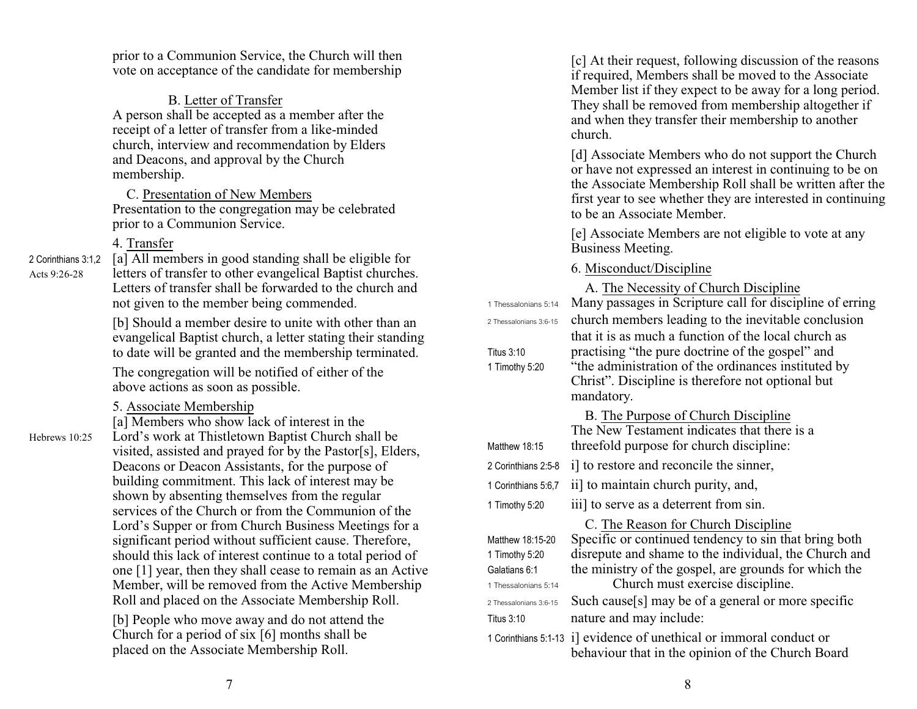prior to a Communion Service, the Church will then vote on acceptance of the candidate for membership

B. Letter of Transfer

A person shall be accepted as a member after the receipt of a letter of transfer from a like-minded church, interview and recommendation by Elders and Deacons, and approval by the Church membership.

C. Presentation of New Members

Presentation to the congregation may be celebrated prior to a Communion Service.

4. Transfer

2 Corinthians 3:1,2
Acts 9:26-28

[a] All members in good standing shall be eligible for letters of transfer to other evangelical Baptist churches. Letters of transfer shall be forwarded to the church and not given to the member being commended.

[b] Should a member desire to unite with other than an evangelical Baptist church, a letter stating their standing to date will be granted and the membership terminated.

The congregation will be notified of either of the above actions as soon as possible.

5. Associate Membership

Hebrews 10:25

[a] Members who show lack of interest in the Lord's work at Thistletown Baptist Church shall be visited, assisted and prayed for by the Pastor[s], Elders, Deacons or Deacon Assistants, for the purpose of building commitment. This lack of interest may be shown by absenting themselves from the regular services of the Church or from the Communion of the Lord's Supper or from Church Business Meetings for a significant period without sufficient cause. Therefore, should this lack of interest continue to a total period of one [1] year, then they shall cease to remain as an Active Member, will be removed from the Active Membership Roll and placed on the Associate Membership Roll.

[b] People who move away and do not attend the Church for a period of six [6] months shall be placed on the Associate Membership Roll.

[c] At their request, following discussion of the reasons if required, Members shall be moved to the Associate Member list if they expect to be away for a long period. They shall be removed from membership altogether if and when they transfer their membership to another church.

[d] Associate Members who do not support the Church or have not expressed an interest in continuing to be on the Associate Membership Roll shall be written after the first year to see whether they are interested in continuing to be an Associate Member.

[e] Associate Members are not eligible to vote at any Business Meeting.

6. Misconduct/Discipline

A. The Necessity of Church Discipline

1 Thessalonians 5:14
2 Thessalonians 3:6-15
Titus 3:10
1 Timothy 5:20

Many passages in Scripture call for discipline of erring church members leading to the inevitable conclusion that it is as much a function of the local church as practising "the pure doctrine of the gospel" and "the administration of the ordinances instituted by Christ". Discipline is therefore not optional but mandatory.

B. The Purpose of Church Discipline

The New Testament indicates that there is a threefold purpose for church discipline:

Matthew 18:15
2 Corinthians 2:5-8 — i] to restore and reconcile the sinner,
1 Corinthians 5:6,7 — ii] to maintain church purity, and,
1 Timothy 5:20 — iii] to serve as a deterrent from sin.

C. The Reason for Church Discipline

Matthew 18:15-20
1 Timothy 5:20
Galatians 6:1
1 Thessalonians 5:14

Specific or continued tendency to sin that bring both disrepute and shame to the individual, the Church and the ministry of the gospel, are grounds for which the Church must exercise discipline.

2 Thessalonians 3:6-15
Titus 3:10

Such cause[s] may be of a general or more specific nature and may include:

1 Corinthians 5:1-13 — i] evidence of unethical or immoral conduct or behaviour that in the opinion of the Church Board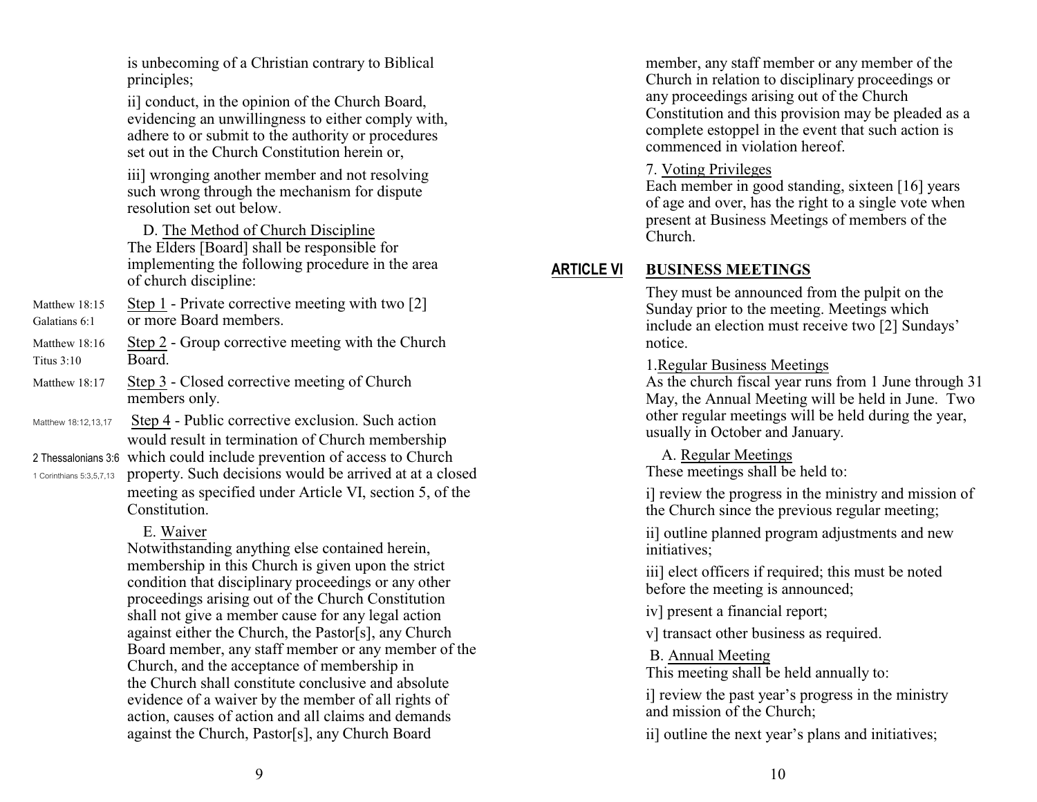is unbecoming of a Christian contrary to Biblical principles;

ii] conduct, in the opinion of the Church Board, evidencing an unwillingness to either comply with, adhere to or submit to the authority or procedures set out in the Church Constitution herein or,

iii] wronging another member and not resolving such wrong through the mechanism for dispute resolution set out below.

D. The Method of Church Discipline

The Elders [Board] shall be responsible for implementing the following procedure in the area of church discipline:

Matthew 18:15
Galatians 6:1
Step 1 - Private corrective meeting with two [2] or more Board members.

Matthew 18:16
Titus 3:10
Step 2 - Group corrective meeting with the Church Board.

Matthew 18:17
Step 3 - Closed corrective meeting of Church members only.

Matthew 18:12,13,17
2 Thessalonians 3:6
1 Corinthians 5:3,5,7,13
Step 4 - Public corrective exclusion. Such action would result in termination of Church membership which could include prevention of access to Church property. Such decisions would be arrived at at a closed meeting as specified under Article VI, section 5, of the Constitution.

E. Waiver

Notwithstanding anything else contained herein, membership in this Church is given upon the strict condition that disciplinary proceedings or any other proceedings arising out of the Church Constitution shall not give a member cause for any legal action against either the Church, the Pastor[s], any Church Board member, any staff member or any member of the Church, and the acceptance of membership in the Church shall constitute conclusive and absolute evidence of a waiver by the member of all rights of action, causes of action and all claims and demands against the Church, Pastor[s], any Church Board member, any staff member or any member of the Church in relation to disciplinary proceedings or any proceedings arising out of the Church Constitution and this provision may be pleaded as a complete estoppel in the event that such action is commenced in violation hereof.

7. Voting Privileges

Each member in good standing, sixteen [16] years of age and over, has the right to a single vote when present at Business Meetings of members of the Church.

## ARTICLE VI BUSINESS MEETINGS

They must be announced from the pulpit on the Sunday prior to the meeting. Meetings which include an election must receive two [2] Sundays' notice.

1. Regular Business Meetings

As the church fiscal year runs from 1 June through 31 May, the Annual Meeting will be held in June. Two other regular meetings will be held during the year, usually in October and January.

A. Regular Meetings

These meetings shall be held to:

i] review the progress in the ministry and mission of the Church since the previous regular meeting;

ii] outline planned program adjustments and new initiatives;

iii] elect officers if required; this must be noted before the meeting is announced;

iv] present a financial report;

v] transact other business as required.

B. Annual Meeting

This meeting shall be held annually to:

i] review the past year's progress in the ministry and mission of the Church;

ii] outline the next year's plans and initiatives;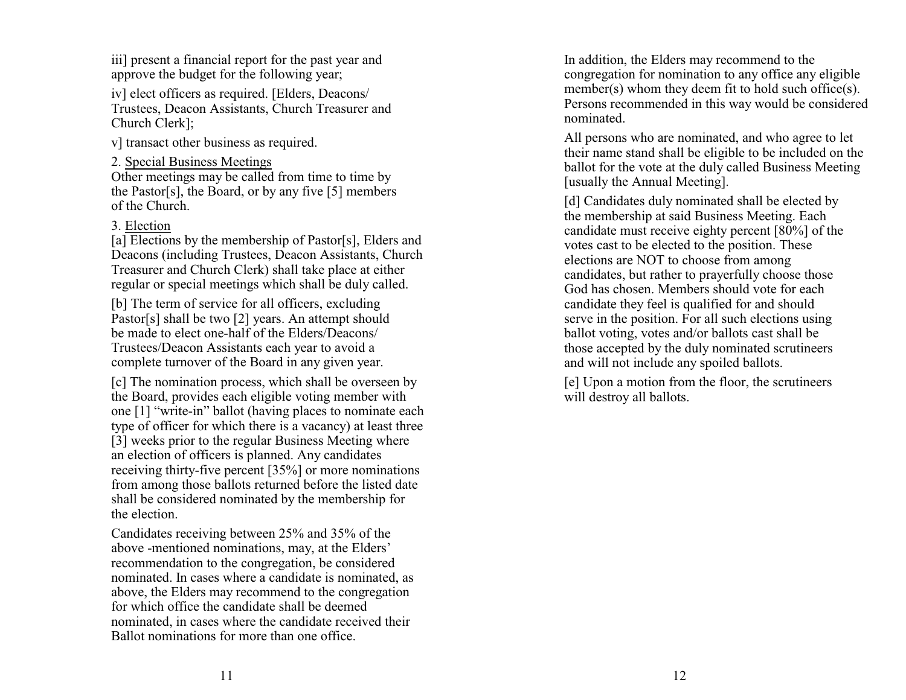iii] present a financial report for the past year and approve the budget for the following year;

iv] elect officers as required. [Elders, Deacons/ Trustees, Deacon Assistants, Church Treasurer and Church Clerk];

v] transact other business as required.

2. <u>Special Business Meetings</u>
Other meetings may be called from time to time by the Pastor[s], the Board, or by any five [5] members of the Church.

3. <u>Election</u>
[a] Elections by the membership of Pastor[s], Elders and Deacons (including Trustees, Deacon Assistants, Church Treasurer and Church Clerk) shall take place at either regular or special meetings which shall be duly called.

[b] The term of service for all officers, excluding Pastor[s] shall be two [2] years. An attempt should be made to elect one-half of the Elders/Deacons/ Trustees/Deacon Assistants each year to avoid a complete turnover of the Board in any given year.

[c] The nomination process, which shall be overseen by the Board, provides each eligible voting member with one [1] "write-in" ballot (having places to nominate each type of officer for which there is a vacancy) at least three [3] weeks prior to the regular Business Meeting where an election of officers is planned. Any candidates receiving thirty-five percent [35%] or more nominations from among those ballots returned before the listed date shall be considered nominated by the membership for the election.

Candidates receiving between 25% and 35% of the above -mentioned nominations, may, at the Elders' recommendation to the congregation, be considered nominated. In cases where a candidate is nominated, as above, the Elders may recommend to the congregation for which office the candidate shall be deemed nominated, in cases where the candidate received their Ballot nominations for more than one office.

In addition, the Elders may recommend to the congregation for nomination to any office any eligible member(s) whom they deem fit to hold such office(s). Persons recommended in this way would be considered nominated.

All persons who are nominated, and who agree to let their name stand shall be eligible to be included on the ballot for the vote at the duly called Business Meeting [usually the Annual Meeting].

[d] Candidates duly nominated shall be elected by the membership at said Business Meeting. Each candidate must receive eighty percent [80%] of the votes cast to be elected to the position. These elections are NOT to choose from among candidates, but rather to prayerfully choose those God has chosen. Members should vote for each candidate they feel is qualified for and should serve in the position. For all such elections using ballot voting, votes and/or ballots cast shall be those accepted by the duly nominated scrutineers and will not include any spoiled ballots.

[e] Upon a motion from the floor, the scrutineers will destroy all ballots.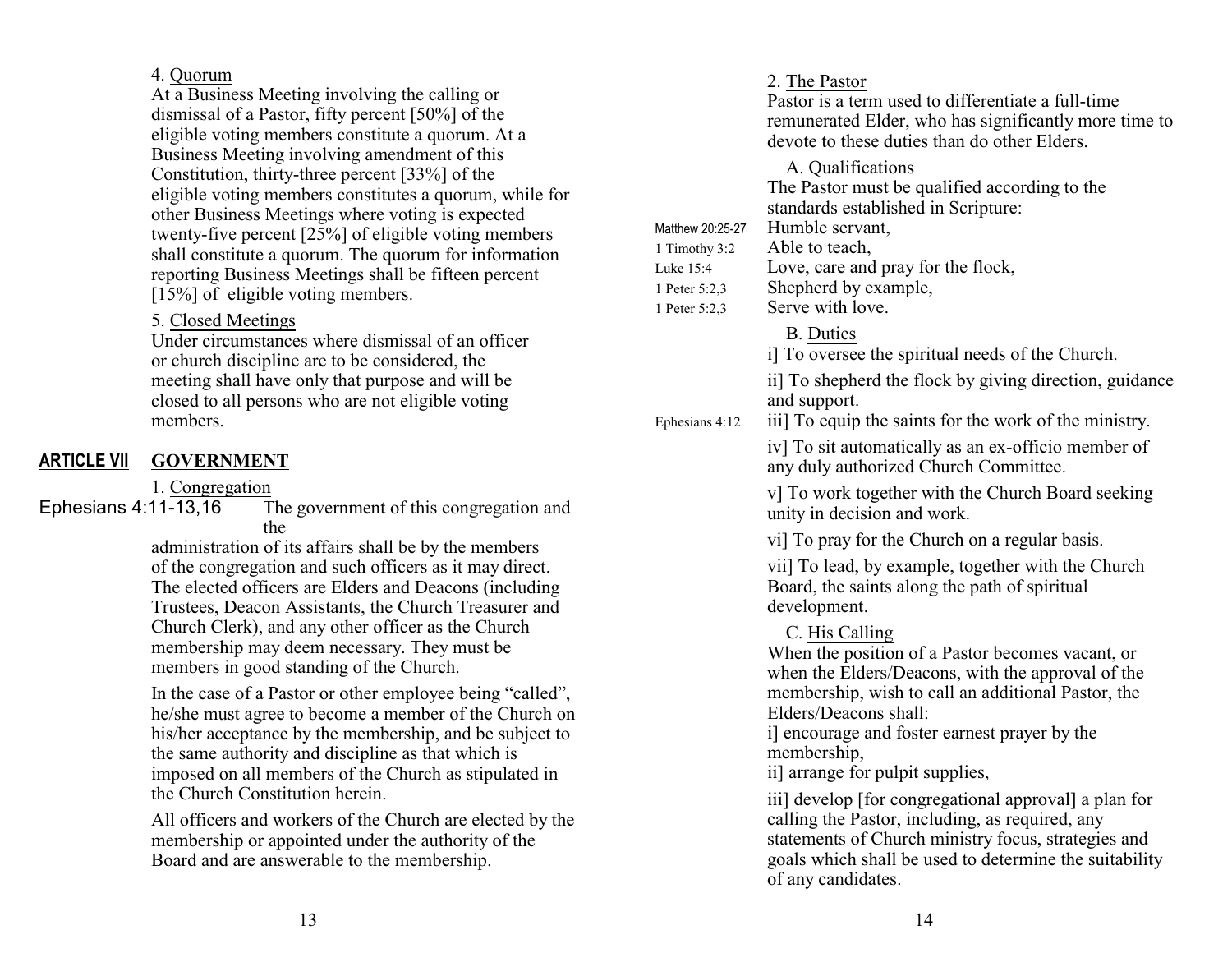4. Quorum

At a Business Meeting involving the calling or dismissal of a Pastor, fifty percent [50%] of the eligible voting members constitute a quorum. At a Business Meeting involving amendment of this Constitution, thirty-three percent [33%] of the eligible voting members constitutes a quorum, while for other Business Meetings where voting is expected twenty-five percent [25%] of eligible voting members shall constitute a quorum. The quorum for information reporting Business Meetings shall be fifteen percent [15%] of eligible voting members.

5. Closed Meetings

Under circumstances where dismissal of an officer or church discipline are to be considered, the meeting shall have only that purpose and will be closed to all persons who are not eligible voting members.

## ARTICLE VII GOVERNMENT

1. Congregation

Ephesians 4:11-13,16

The government of this congregation and the administration of its affairs shall be by the members of the congregation and such officers as it may direct. The elected officers are Elders and Deacons (including Trustees, Deacon Assistants, the Church Treasurer and Church Clerk), and any other officer as the Church membership may deem necessary. They must be members in good standing of the Church.

In the case of a Pastor or other employee being "called", he/she must agree to become a member of the Church on his/her acceptance by the membership, and be subject to the same authority and discipline as that which is imposed on all members of the Church as stipulated in the Church Constitution herein.

All officers and workers of the Church are elected by the membership or appointed under the authority of the Board and are answerable to the membership.

2. The Pastor

Pastor is a term used to differentiate a full-time remunerated Elder, who has significantly more time to devote to these duties than do other Elders.

A. Qualifications

The Pastor must be qualified according to the standards established in Scripture:

| | |
|---|---|
| Matthew 20:25-27 | Humble servant, |
| 1 Timothy 3:2 | Able to teach, |
| Luke 15:4 | Love, care and pray for the flock, |
| 1 Peter 5:2,3 | Shepherd by example, |
| 1 Peter 5:2,3 | Serve with love. |

B. Duties

i] To oversee the spiritual needs of the Church.

ii] To shepherd the flock by giving direction, guidance and support.

Ephesians 4:12 — iii] To equip the saints for the work of the ministry.

iv] To sit automatically as an ex-officio member of any duly authorized Church Committee.

v] To work together with the Church Board seeking unity in decision and work.

vi] To pray for the Church on a regular basis.

vii] To lead, by example, together with the Church Board, the saints along the path of spiritual development.

C. His Calling

When the position of a Pastor becomes vacant, or when the Elders/Deacons, with the approval of the membership, wish to call an additional Pastor, the Elders/Deacons shall:

i] encourage and foster earnest prayer by the membership,

ii] arrange for pulpit supplies,

iii] develop [for congregational approval] a plan for calling the Pastor, including, as required, any statements of Church ministry focus, strategies and goals which shall be used to determine the suitability of any candidates.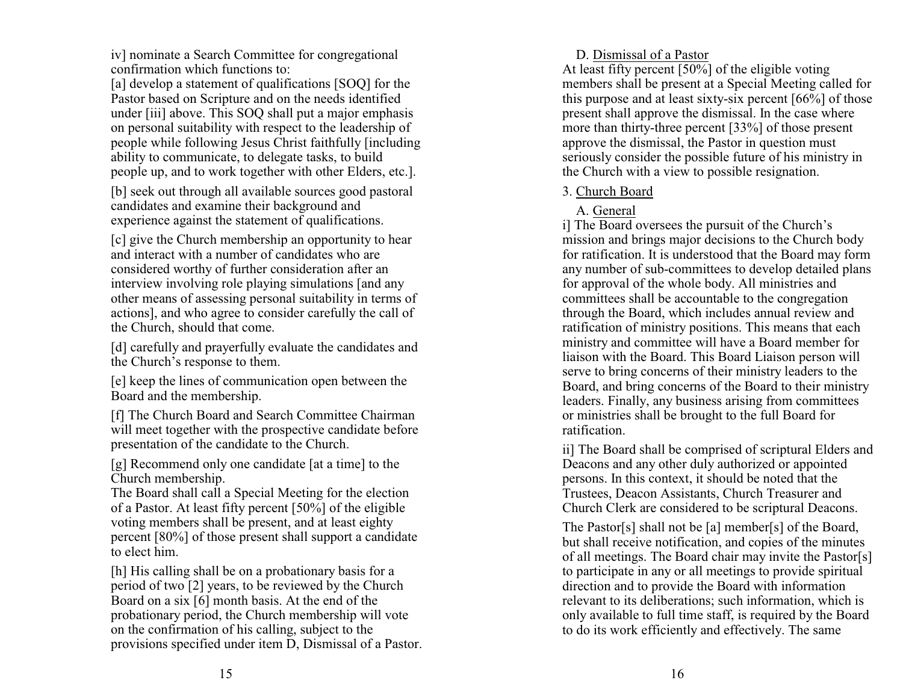iv] nominate a Search Committee for congregational confirmation which functions to:

[a] develop a statement of qualifications [SOQ] for the Pastor based on Scripture and on the needs identified under [iii] above. This SOQ shall put a major emphasis on personal suitability with respect to the leadership of people while following Jesus Christ faithfully [including ability to communicate, to delegate tasks, to build people up, and to work together with other Elders, etc.].

[b] seek out through all available sources good pastoral candidates and examine their background and experience against the statement of qualifications.

[c] give the Church membership an opportunity to hear and interact with a number of candidates who are considered worthy of further consideration after an interview involving role playing simulations [and any other means of assessing personal suitability in terms of actions], and who agree to consider carefully the call of the Church, should that come.

[d] carefully and prayerfully evaluate the candidates and the Church's response to them.

[e] keep the lines of communication open between the Board and the membership.

[f] The Church Board and Search Committee Chairman will meet together with the prospective candidate before presentation of the candidate to the Church.

[g] Recommend only one candidate [at a time] to the Church membership.
The Board shall call a Special Meeting for the election of a Pastor. At least fifty percent [50%] of the eligible voting members shall be present, and at least eighty percent [80%] of those present shall support a candidate to elect him.

[h] His calling shall be on a probationary basis for a period of two [2] years, to be reviewed by the Church Board on a six [6] month basis. At the end of the probationary period, the Church membership will vote on the confirmation of his calling, subject to the provisions specified under item D, Dismissal of a Pastor.

D. Dismissal of a Pastor

At least fifty percent [50%] of the eligible voting members shall be present at a Special Meeting called for this purpose and at least sixty-six percent [66%] of those present shall approve the dismissal. In the case where more than thirty-three percent [33%] of those present approve the dismissal, the Pastor in question must seriously consider the possible future of his ministry in the Church with a view to possible resignation.

## 3. Church Board

### A. General

i] The Board oversees the pursuit of the Church's mission and brings major decisions to the Church body for ratification. It is understood that the Board may form any number of sub-committees to develop detailed plans for approval of the whole body. All ministries and committees shall be accountable to the congregation through the Board, which includes annual review and ratification of ministry positions. This means that each ministry and committee will have a Board member for liaison with the Board. This Board Liaison person will serve to bring concerns of their ministry leaders to the Board, and bring concerns of the Board to their ministry leaders. Finally, any business arising from committees or ministries shall be brought to the full Board for ratification.

ii] The Board shall be comprised of scriptural Elders and Deacons and any other duly authorized or appointed persons. In this context, it should be noted that the Trustees, Deacon Assistants, Church Treasurer and Church Clerk are considered to be scriptural Deacons.

The Pastor[s] shall not be [a] member[s] of the Board, but shall receive notification, and copies of the minutes of all meetings. The Board chair may invite the Pastor[s] to participate in any or all meetings to provide spiritual direction and to provide the Board with information relevant to its deliberations; such information, which is only available to full time staff, is required by the Board to do its work efficiently and effectively. The same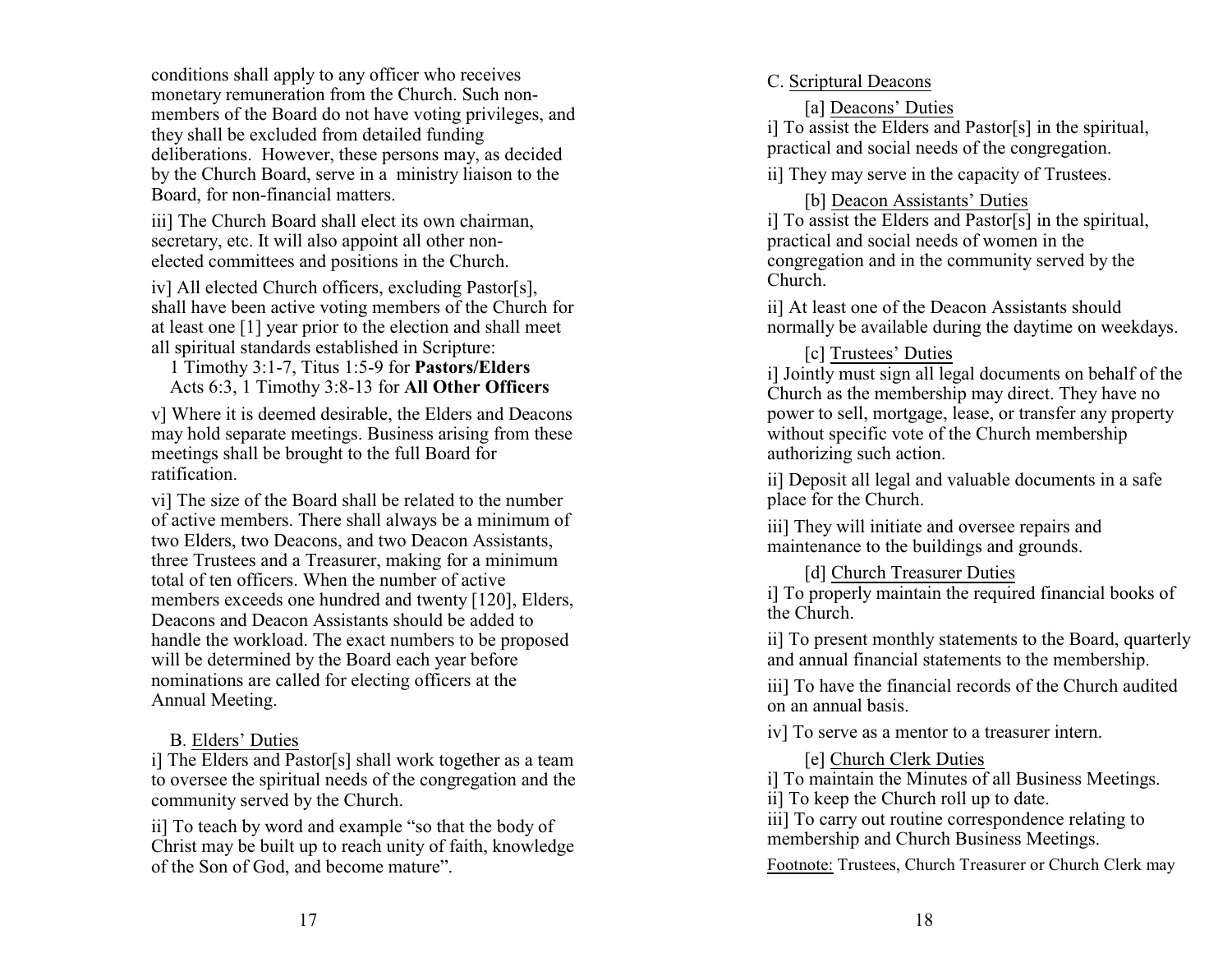conditions shall apply to any officer who receives monetary remuneration from the Church. Such non-members of the Board do not have voting privileges, and they shall be excluded from detailed funding deliberations. However, these persons may, as decided by the Church Board, serve in a ministry liaison to the Board, for non-financial matters.

iii] The Church Board shall elect its own chairman, secretary, etc. It will also appoint all other non-elected committees and positions in the Church.

iv] All elected Church officers, excluding Pastor[s], shall have been active voting members of the Church for at least one [1] year prior to the election and shall meet all spiritual standards established in Scripture:

1 Timothy 3:1-7, Titus 1:5-9 for **Pastors/Elders**
Acts 6:3, 1 Timothy 3:8-13 for **All Other Officers**

v] Where it is deemed desirable, the Elders and Deacons may hold separate meetings. Business arising from these meetings shall be brought to the full Board for ratification.

vi] The size of the Board shall be related to the number of active members. There shall always be a minimum of two Elders, two Deacons, and two Deacon Assistants, three Trustees and a Treasurer, making for a minimum total of ten officers. When the number of active members exceeds one hundred and twenty [120], Elders, Deacons and Deacon Assistants should be added to handle the workload. The exact numbers to be proposed will be determined by the Board each year before nominations are called for electing officers at the Annual Meeting.

B. <u>Elders' Duties</u>

i] The Elders and Pastor[s] shall work together as a team to oversee the spiritual needs of the congregation and the community served by the Church.

ii] To teach by word and example "so that the body of Christ may be built up to reach unity of faith, knowledge of the Son of God, and become mature".

C. <u>Scriptural Deacons</u>

[a] <u>Deacons' Duties</u>

i] To assist the Elders and Pastor[s] in the spiritual, practical and social needs of the congregation.

ii] They may serve in the capacity of Trustees.

[b] <u>Deacon Assistants' Duties</u>

i] To assist the Elders and Pastor[s] in the spiritual, practical and social needs of women in the congregation and in the community served by the Church.

ii] At least one of the Deacon Assistants should normally be available during the daytime on weekdays.

[c] <u>Trustees' Duties</u>

i] Jointly must sign all legal documents on behalf of the Church as the membership may direct. They have no power to sell, mortgage, lease, or transfer any property without specific vote of the Church membership authorizing such action.

ii] Deposit all legal and valuable documents in a safe place for the Church.

iii] They will initiate and oversee repairs and maintenance to the buildings and grounds.

[d] <u>Church Treasurer Duties</u>

i] To properly maintain the required financial books of the Church.

ii] To present monthly statements to the Board, quarterly and annual financial statements to the membership.

iii] To have the financial records of the Church audited on an annual basis.

iv] To serve as a mentor to a treasurer intern.

[e] <u>Church Clerk Duties</u>

i] To maintain the Minutes of all Business Meetings.
ii] To keep the Church roll up to date.
iii] To carry out routine correspondence relating to membership and Church Business Meetings.

<u>Footnote:</u> Trustees, Church Treasurer or Church Clerk may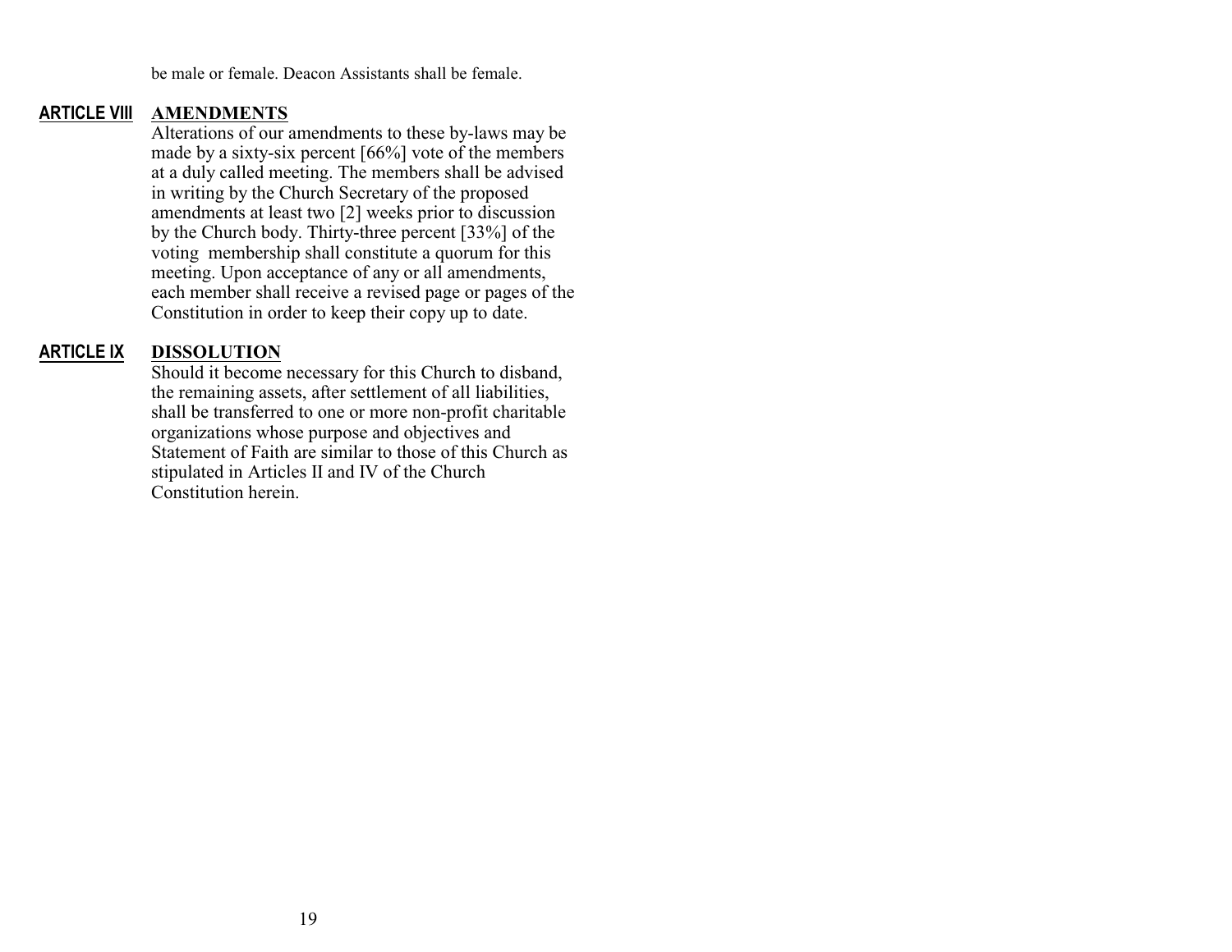be male or female. Deacon Assistants shall be female.

## ARTICLE VIII AMENDMENTS

Alterations of our amendments to these by-laws may be made by a sixty-six percent [66%] vote of the members at a duly called meeting. The members shall be advised in writing by the Church Secretary of the proposed amendments at least two [2] weeks prior to discussion by the Church body. Thirty-three percent [33%] of the voting membership shall constitute a quorum for this meeting. Upon acceptance of any or all amendments, each member shall receive a revised page or pages of the Constitution in order to keep their copy up to date.

## ARTICLE IX DISSOLUTION

Should it become necessary for this Church to disband, the remaining assets, after settlement of all liabilities, shall be transferred to one or more non-profit charitable organizations whose purpose and objectives and Statement of Faith are similar to those of this Church as stipulated in Articles II and IV of the Church Constitution herein.